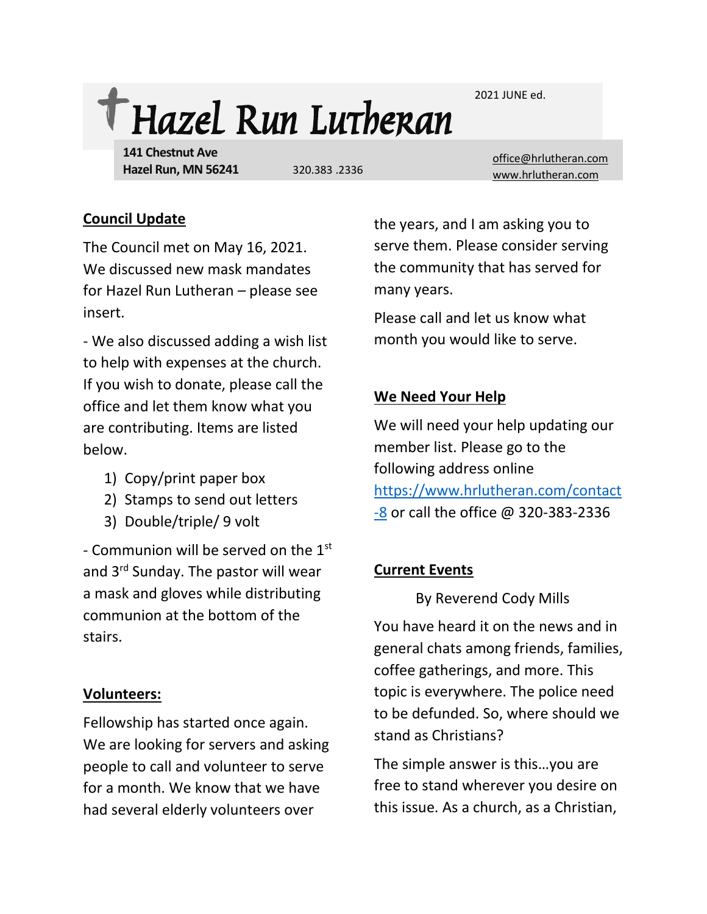# Hazel Run Lutheran

2021 JUNE ed.

**141 Chestnut Ave**
**Hazel Run, MN 56241** 320.383 .2336

office@hrlutheran.com
www.hrlutheran.com

## Council Update

The Council met on May 16, 2021. We discussed new mask mandates for Hazel Run Lutheran – please see insert.

- We also discussed adding a wish list to help with expenses at the church. If you wish to donate, please call the office and let them know what you are contributing. Items are listed below.

1) Copy/print paper box
2) Stamps to send out letters
3) Double/triple/ 9 volt

- Communion will be served on the 1st and 3rd Sunday. The pastor will wear a mask and gloves while distributing communion at the bottom of the stairs.

## Volunteers:

Fellowship has started once again. We are looking for servers and asking people to call and volunteer to serve for a month. We know that we have had several elderly volunteers over the years, and I am asking you to serve them. Please consider serving the community that has served for many years.

Please call and let us know what month you would like to serve.

## We Need Your Help

We will need your help updating our member list. Please go to the following address online https://www.hrlutheran.com/contact-8 or call the office @ 320-383-2336

## Current Events

By Reverend Cody Mills

You have heard it on the news and in general chats among friends, families, coffee gatherings, and more. This topic is everywhere. The police need to be defunded. So, where should we stand as Christians?

The simple answer is this…you are free to stand wherever you desire on this issue. As a church, as a Christian,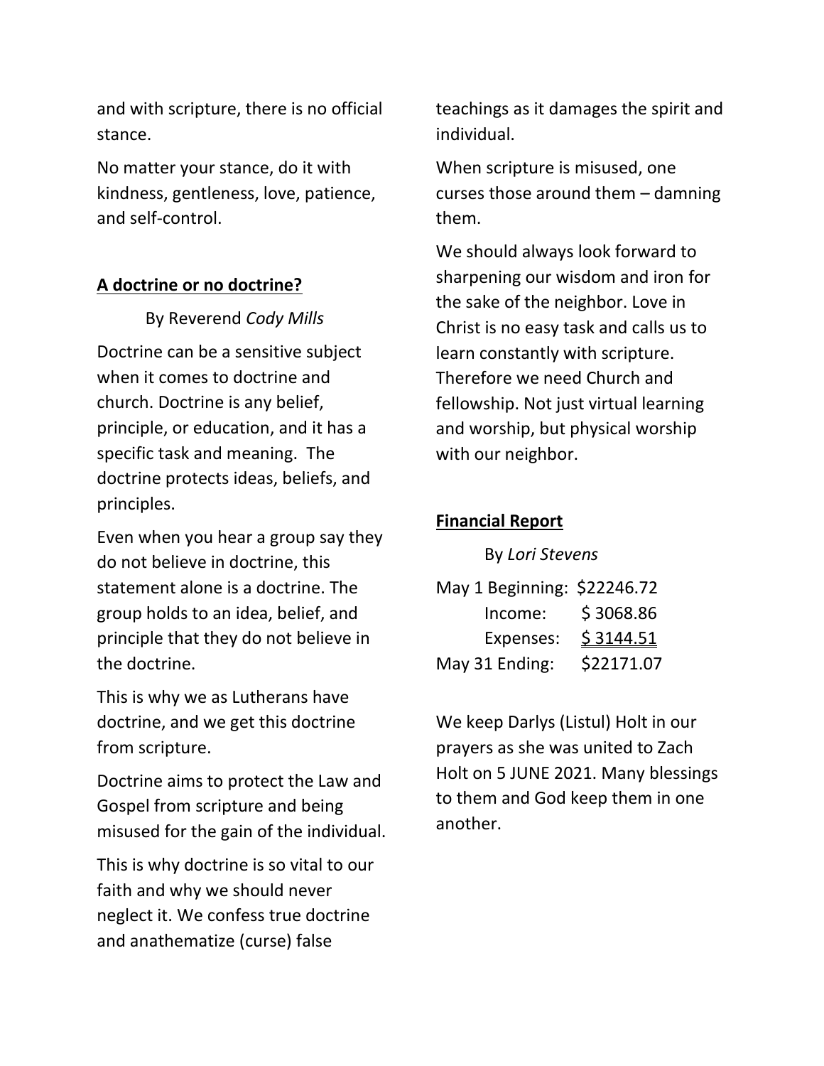and with scripture, there is no official stance.

No matter your stance, do it with kindness, gentleness, love, patience, and self-control.

## A doctrine or no doctrine?

By Reverend *Cody Mills*

Doctrine can be a sensitive subject when it comes to doctrine and church. Doctrine is any belief, principle, or education, and it has a specific task and meaning. The doctrine protects ideas, beliefs, and principles.

Even when you hear a group say they do not believe in doctrine, this statement alone is a doctrine. The group holds to an idea, belief, and principle that they do not believe in the doctrine.

This is why we as Lutherans have doctrine, and we get this doctrine from scripture.

Doctrine aims to protect the Law and Gospel from scripture and being misused for the gain of the individual.

This is why doctrine is so vital to our faith and why we should never neglect it. We confess true doctrine and anathematize (curse) false teachings as it damages the spirit and individual.

When scripture is misused, one curses those around them – damning them.

We should always look forward to sharpening our wisdom and iron for the sake of the neighbor. Love in Christ is no easy task and calls us to learn constantly with scripture. Therefore we need Church and fellowship. Not just virtual learning and worship, but physical worship with our neighbor.

## Financial Report

By *Lori Stevens*

| | |
|---|---|
| May 1 Beginning: | $22246.72 |
| Income: | $ 3068.86 |
| Expenses: | $ 3144.51 |
| May 31 Ending: | $22171.07 |

We keep Darlys (Listul) Holt in our prayers as she was united to Zach Holt on 5 JUNE 2021. Many blessings to them and God keep them in one another.